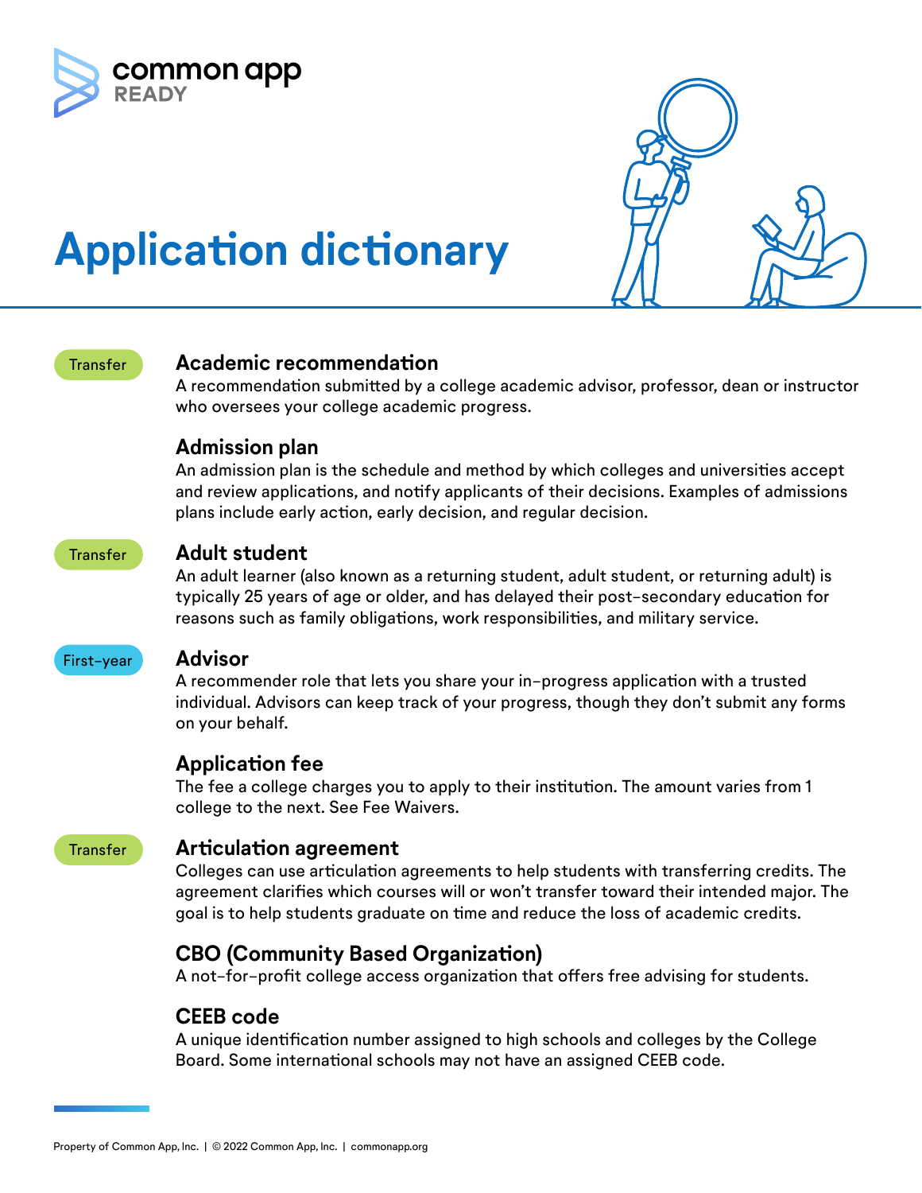# Application dictionary

Transfer

## Academic recommendation

A recommendation submitted by a college academic advisor, professor, dean or instructor who oversees your college academic progress.

## Admission plan

An admission plan is the schedule and method by which colleges and universities accept and review applications, and notify applicants of their decisions. Examples of admissions plans include early action, early decision, and regular decision.

Transfer

## Adult student

An adult learner (also known as a returning student, adult student, or returning adult) is typically 25 years of age or older, and has delayed their post-secondary education for reasons such as family obligations, work responsibilities, and military service.

First-year

## Advisor

A recommender role that lets you share your in-progress application with a trusted individual. Advisors can keep track of your progress, though they don't submit any forms on your behalf.

## Application fee

The fee a college charges you to apply to their institution. The amount varies from 1 college to the next. See Fee Waivers.

Transfer

## Articulation agreement

Colleges can use articulation agreements to help students with transferring credits. The agreement clarifies which courses will or won't transfer toward their intended major. The goal is to help students graduate on time and reduce the loss of academic credits.

## CBO (Community Based Organization)

A not-for-profit college access organization that offers free advising for students.

## CEEB code

A unique identification number assigned to high schools and colleges by the College Board. Some international schools may not have an assigned CEEB code.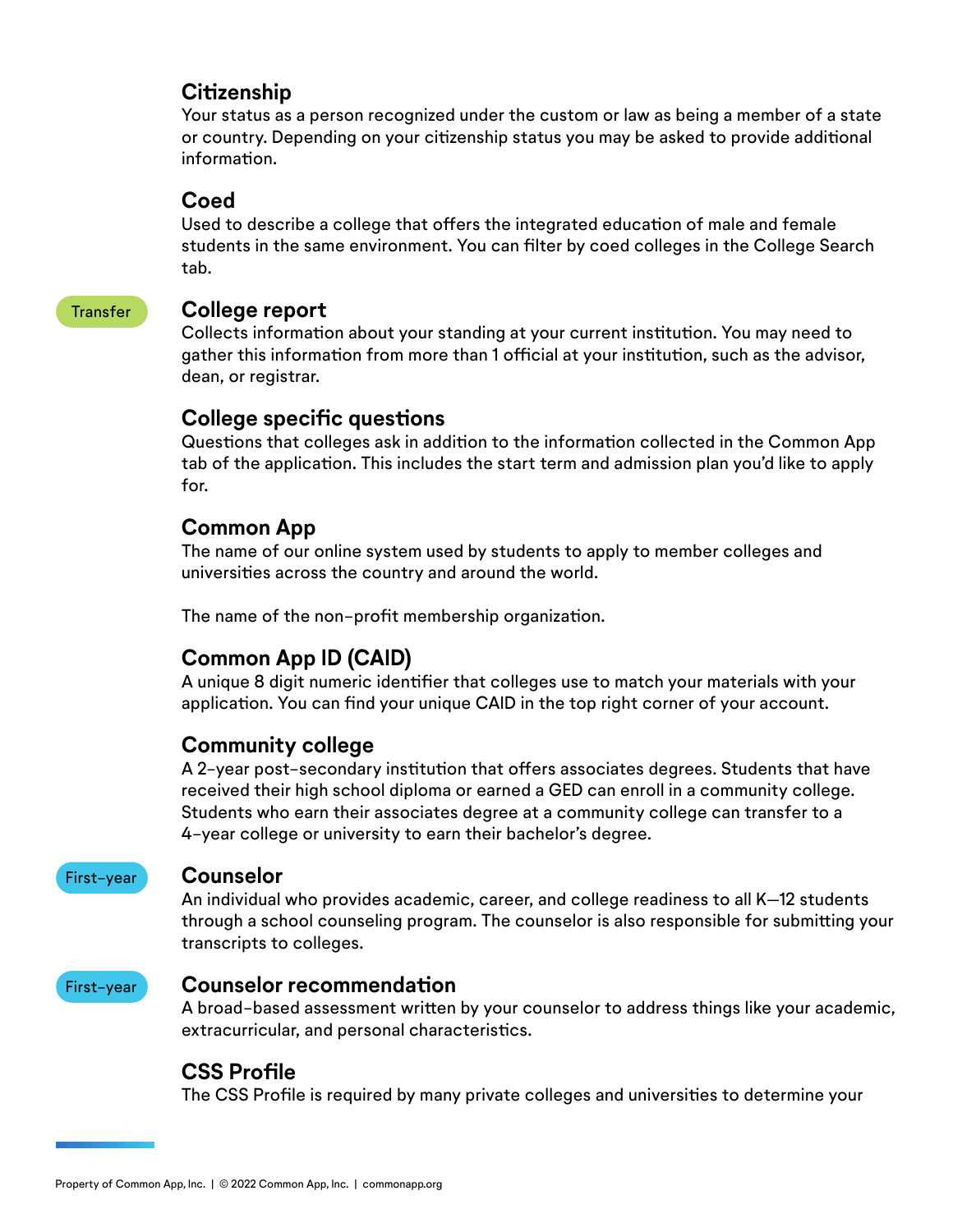## Citizenship

Your status as a person recognized under the custom or law as being a member of a state or country. Depending on your citizenship status you may be asked to provide additional information.

## Coed

Used to describe a college that offers the integrated education of male and female students in the same environment. You can filter by coed colleges in the College Search tab.

## College report

Transfer

Collects information about your standing at your current institution. You may need to gather this information from more than 1 official at your institution, such as the advisor, dean, or registrar.

## College specific questions

Questions that colleges ask in addition to the information collected in the Common App tab of the application. This includes the start term and admission plan you'd like to apply for.

## Common App

The name of our online system used by students to apply to member colleges and universities across the country and around the world.

The name of the non-profit membership organization.

## Common App ID (CAID)

A unique 8 digit numeric identifier that colleges use to match your materials with your application. You can find your unique CAID in the top right corner of your account.

## Community college

A 2-year post-secondary institution that offers associates degrees. Students that have received their high school diploma or earned a GED can enroll in a community college. Students who earn their associates degree at a community college can transfer to a 4-year college or university to earn their bachelor's degree.

## Counselor

First-year

An individual who provides academic, career, and college readiness to all K–12 students through a school counseling program. The counselor is also responsible for submitting your transcripts to colleges.

## Counselor recommendation

First-year

A broad-based assessment written by your counselor to address things like your academic, extracurricular, and personal characteristics.

## CSS Profile

The CSS Profile is required by many private colleges and universities to determine your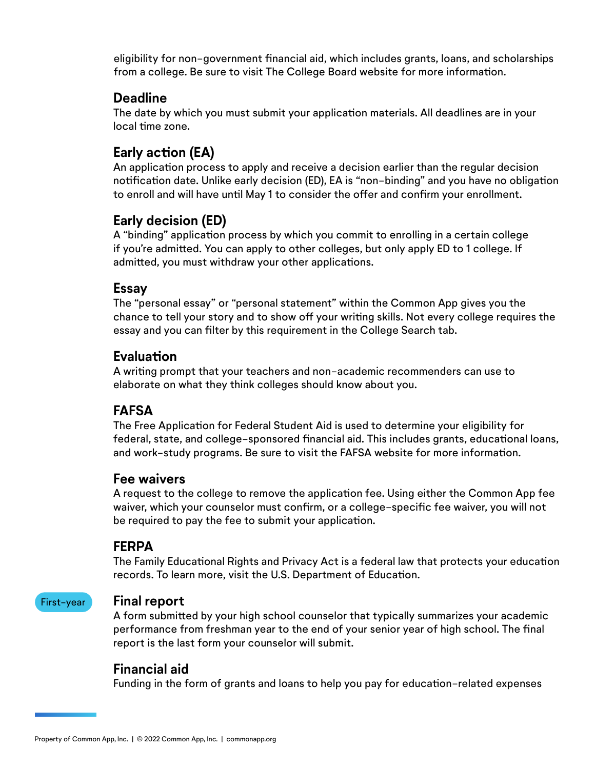eligibility for non-government financial aid, which includes grants, loans, and scholarships from a college. Be sure to visit The College Board website for more information.

### Deadline

The date by which you must submit your application materials. All deadlines are in your local time zone.

### Early action (EA)

An application process to apply and receive a decision earlier than the regular decision notification date. Unlike early decision (ED), EA is "non-binding" and you have no obligation to enroll and will have until May 1 to consider the offer and confirm your enrollment.

### Early decision (ED)

A "binding" application process by which you commit to enrolling in a certain college if you're admitted. You can apply to other colleges, but only apply ED to 1 college. If admitted, you must withdraw your other applications.

### Essay

The "personal essay" or "personal statement" within the Common App gives you the chance to tell your story and to show off your writing skills. Not every college requires the essay and you can filter by this requirement in the College Search tab.

### Evaluation

A writing prompt that your teachers and non-academic recommenders can use to elaborate on what they think colleges should know about you.

### FAFSA

The Free Application for Federal Student Aid is used to determine your eligibility for federal, state, and college-sponsored financial aid. This includes grants, educational loans, and work-study programs. Be sure to visit the FAFSA website for more information.

### Fee waivers

A request to the college to remove the application fee. Using either the Common App fee waiver, which your counselor must confirm, or a college-specific fee waiver, you will not be required to pay the fee to submit your application.

### FERPA

The Family Educational Rights and Privacy Act is a federal law that protects your education records. To learn more, visit the U.S. Department of Education.

First-year

### Final report

A form submitted by your high school counselor that typically summarizes your academic performance from freshman year to the end of your senior year of high school. The final report is the last form your counselor will submit.

### Financial aid

Funding in the form of grants and loans to help you pay for education-related expenses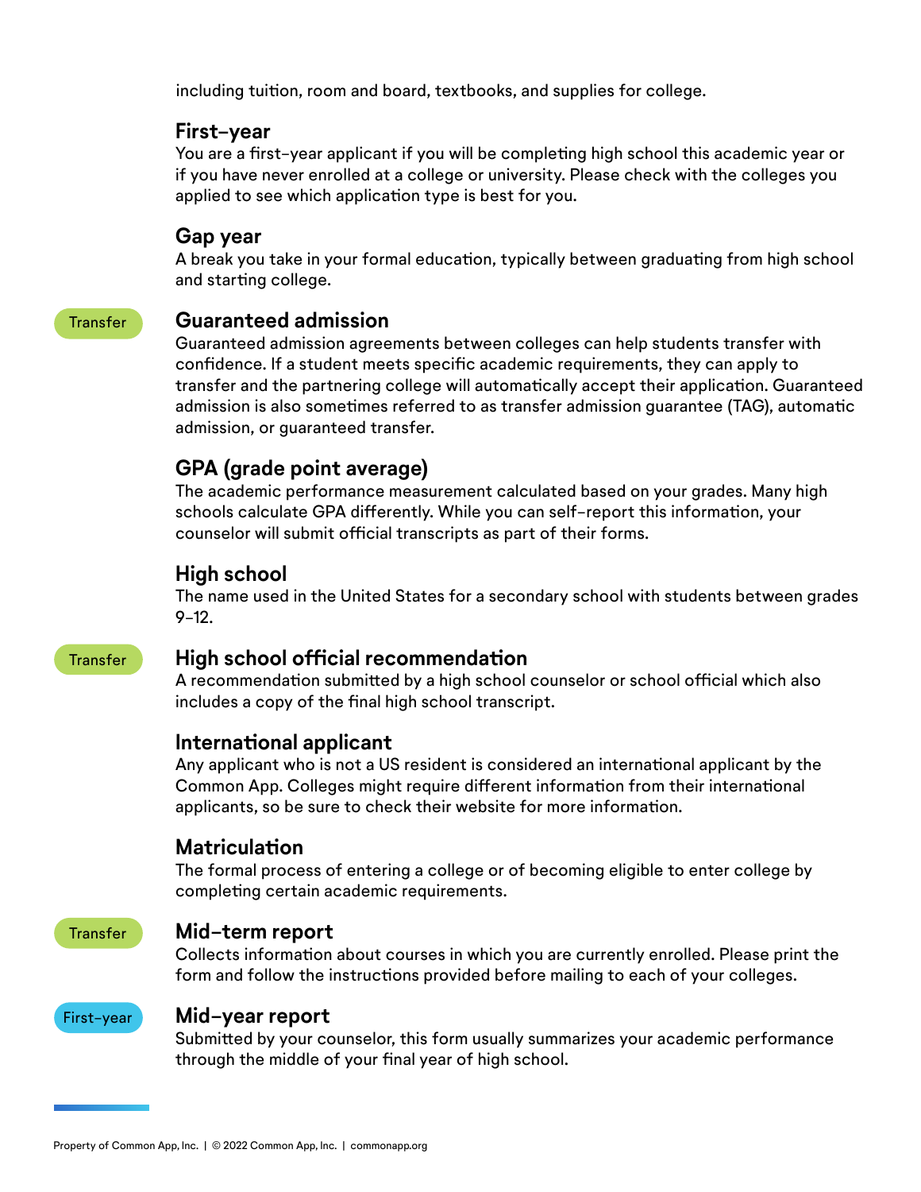including tuition, room and board, textbooks, and supplies for college.

### First-year

You are a first-year applicant if you will be completing high school this academic year or if you have never enrolled at a college or university. Please check with the colleges you applied to see which application type is best for you.

### Gap year

A break you take in your formal education, typically between graduating from high school and starting college.

### Guaranteed admission

Transfer

Guaranteed admission agreements between colleges can help students transfer with confidence. If a student meets specific academic requirements, they can apply to transfer and the partnering college will automatically accept their application. Guaranteed admission is also sometimes referred to as transfer admission guarantee (TAG), automatic admission, or guaranteed transfer.

### GPA (grade point average)

The academic performance measurement calculated based on your grades. Many high schools calculate GPA differently. While you can self-report this information, your counselor will submit official transcripts as part of their forms.

### High school

The name used in the United States for a secondary school with students between grades 9–12.

### High school official recommendation

Transfer

A recommendation submitted by a high school counselor or school official which also includes a copy of the final high school transcript.

### International applicant

Any applicant who is not a US resident is considered an international applicant by the Common App. Colleges might require different information from their international applicants, so be sure to check their website for more information.

### Matriculation

The formal process of entering a college or of becoming eligible to enter college by completing certain academic requirements.

### Mid-term report

Transfer

Collects information about courses in which you are currently enrolled. Please print the form and follow the instructions provided before mailing to each of your colleges.

### Mid-year report

First-year

Submitted by your counselor, this form usually summarizes your academic performance through the middle of your final year of high school.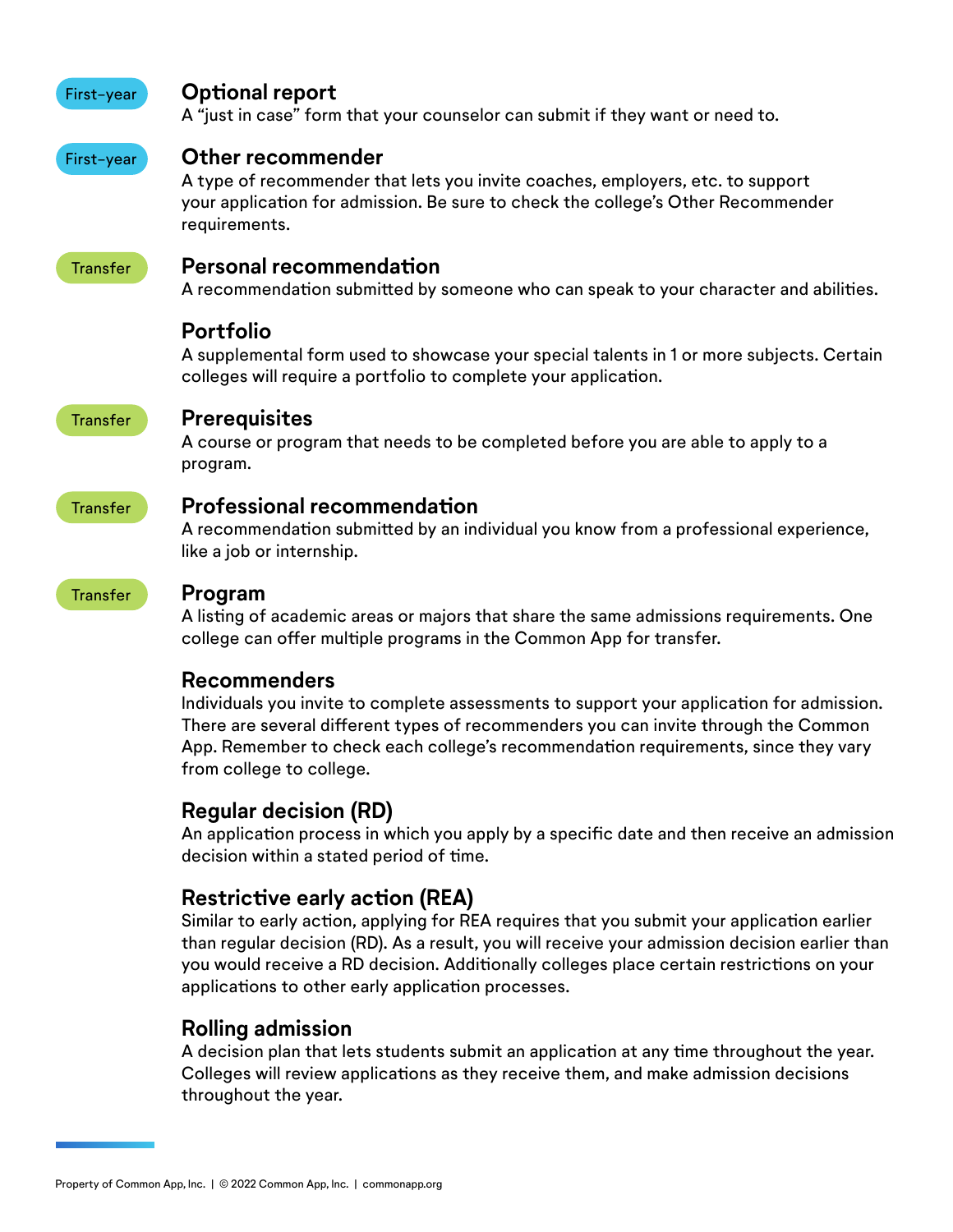First-year

### Optional report

A "just in case" form that your counselor can submit if they want or need to.

First-year

### Other recommender

A type of recommender that lets you invite coaches, employers, etc. to support your application for admission. Be sure to check the college's Other Recommender requirements.

Transfer

### Personal recommendation

A recommendation submitted by someone who can speak to your character and abilities.

### Portfolio

A supplemental form used to showcase your special talents in 1 or more subjects. Certain colleges will require a portfolio to complete your application.

Transfer

### Prerequisites

A course or program that needs to be completed before you are able to apply to a program.

Transfer

### Professional recommendation

A recommendation submitted by an individual you know from a professional experience, like a job or internship.

Transfer

### Program

A listing of academic areas or majors that share the same admissions requirements. One college can offer multiple programs in the Common App for transfer.

### Recommenders

Individuals you invite to complete assessments to support your application for admission. There are several different types of recommenders you can invite through the Common App. Remember to check each college's recommendation requirements, since they vary from college to college.

### Regular decision (RD)

An application process in which you apply by a specific date and then receive an admission decision within a stated period of time.

### Restrictive early action (REA)

Similar to early action, applying for REA requires that you submit your application earlier than regular decision (RD). As a result, you will receive your admission decision earlier than you would receive a RD decision. Additionally colleges place certain restrictions on your applications to other early application processes.

### Rolling admission

A decision plan that lets students submit an application at any time throughout the year. Colleges will review applications as they receive them, and make admission decisions throughout the year.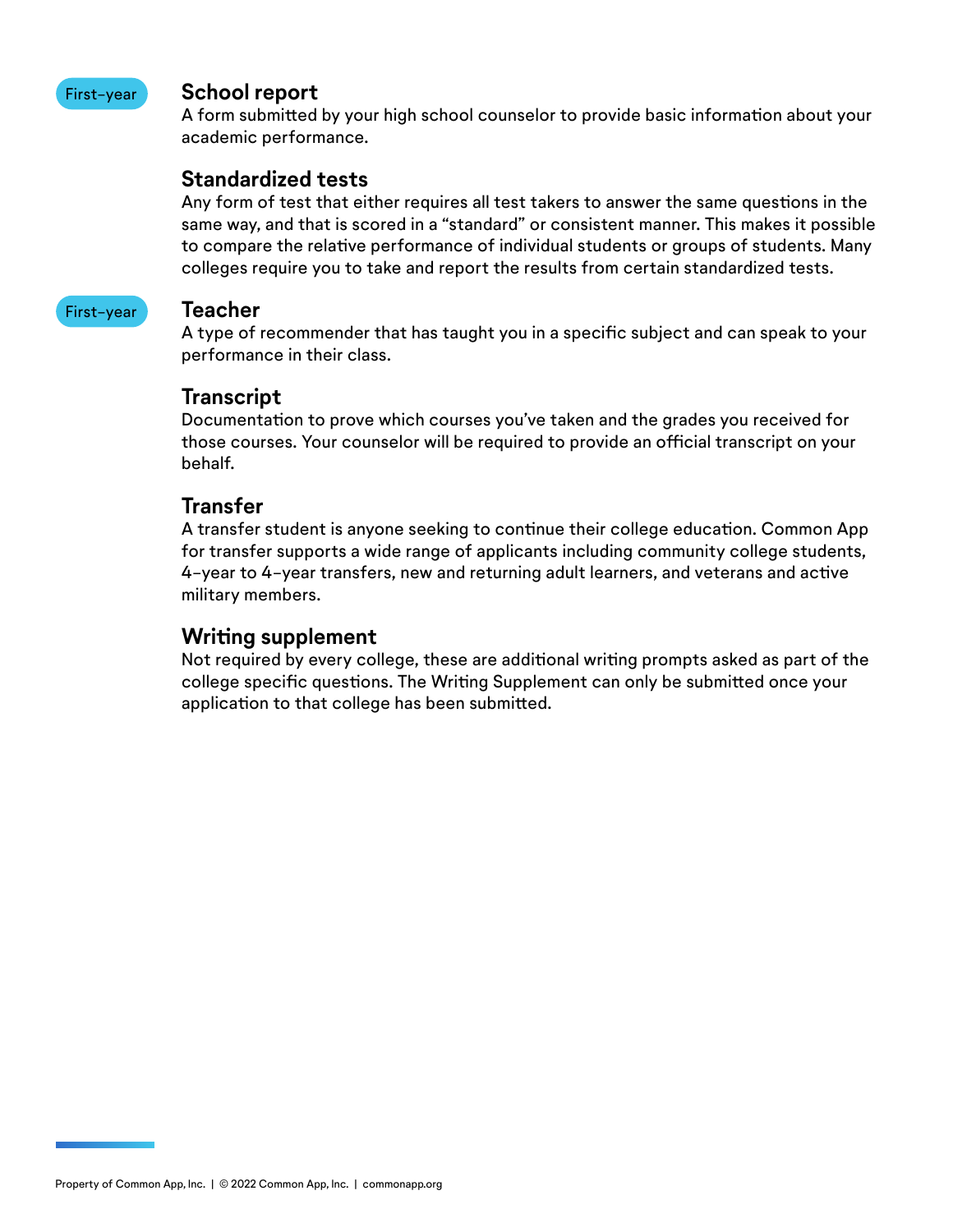First-year

### School report
A form submitted by your high school counselor to provide basic information about your academic performance.

### Standardized tests
Any form of test that either requires all test takers to answer the same questions in the same way, and that is scored in a “standard” or consistent manner. This makes it possible to compare the relative performance of individual students or groups of students. Many colleges require you to take and report the results from certain standardized tests.

First-year

### Teacher
A type of recommender that has taught you in a specific subject and can speak to your performance in their class.

### Transcript
Documentation to prove which courses you’ve taken and the grades you received for those courses. Your counselor will be required to provide an official transcript on your behalf.

### Transfer
A transfer student is anyone seeking to continue their college education. Common App for transfer supports a wide range of applicants including community college students, 4-year to 4-year transfers, new and returning adult learners, and veterans and active military members.

### Writing supplement
Not required by every college, these are additional writing prompts asked as part of the college specific questions. The Writing Supplement can only be submitted once your application to that college has been submitted.